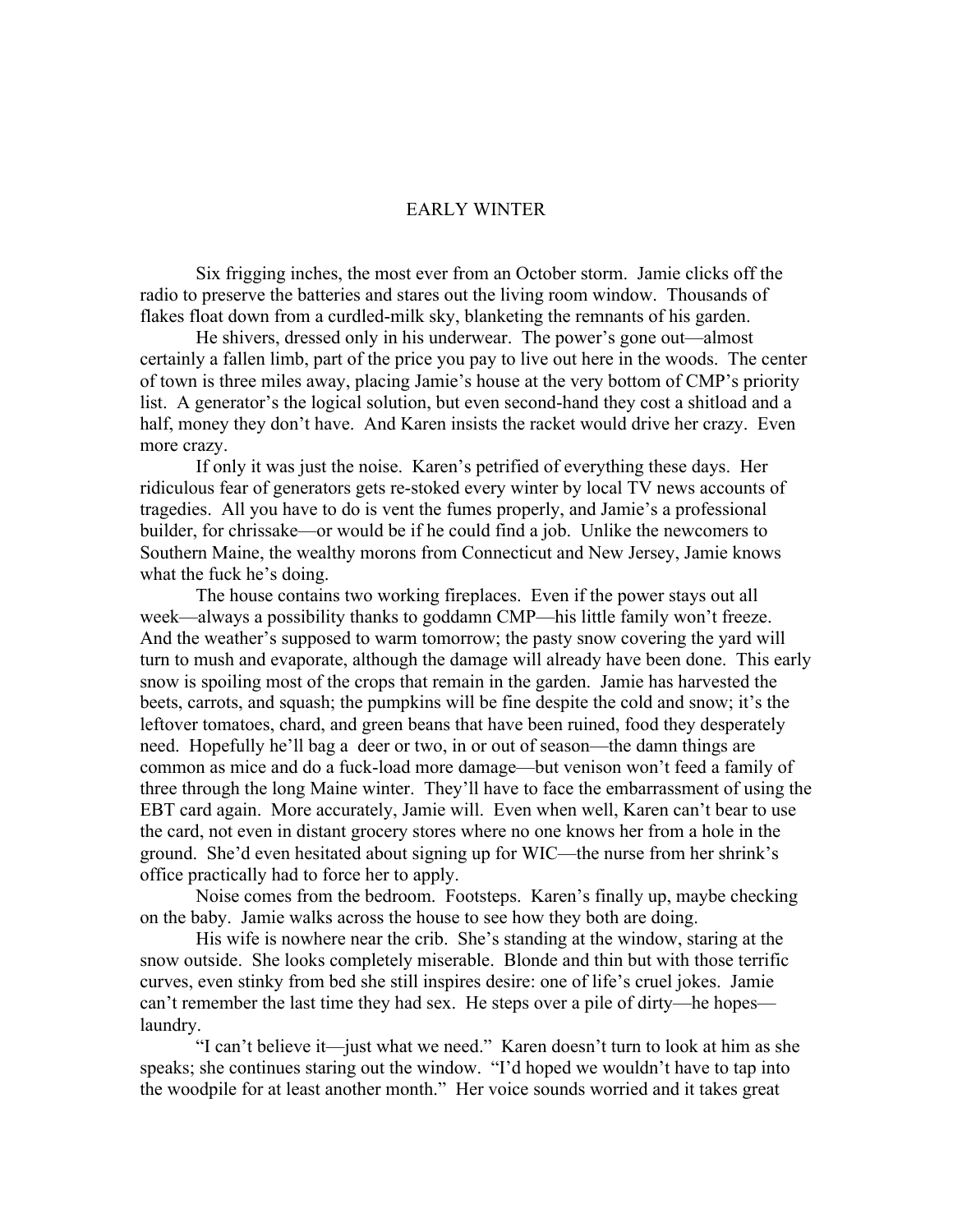# EARLY WINTER

Six frigging inches, the most ever from an October storm. Jamie clicks off the radio to preserve the batteries and stares out the living room window. Thousands of flakes float down from a curdled-milk sky, blanketing the remnants of his garden.

He shivers, dressed only in his underwear. The power's gone out—almost certainly a fallen limb, part of the price you pay to live out here in the woods. The center of town is three miles away, placing Jamie's house at the very bottom of CMP's priority list. A generator's the logical solution, but even second-hand they cost a shitload and a half, money they don't have. And Karen insists the racket would drive her crazy. Even more crazy.

If only it was just the noise. Karen's petrified of everything these days. Her ridiculous fear of generators gets re-stoked every winter by local TV news accounts of tragedies. All you have to do is vent the fumes properly, and Jamie's a professional builder, for chrissake—or would be if he could find a job. Unlike the newcomers to Southern Maine, the wealthy morons from Connecticut and New Jersey, Jamie knows what the fuck he's doing.

The house contains two working fireplaces. Even if the power stays out all week—always a possibility thanks to goddamn CMP—his little family won't freeze. And the weather's supposed to warm tomorrow; the pasty snow covering the yard will turn to mush and evaporate, although the damage will already have been done. This early snow is spoiling most of the crops that remain in the garden. Jamie has harvested the beets, carrots, and squash; the pumpkins will be fine despite the cold and snow; it's the leftover tomatoes, chard, and green beans that have been ruined, food they desperately need. Hopefully he'll bag a deer or two, in or out of season—the damn things are common as mice and do a fuck-load more damage—but venison won't feed a family of three through the long Maine winter. They'll have to face the embarrassment of using the EBT card again. More accurately, Jamie will. Even when well, Karen can't bear to use the card, not even in distant grocery stores where no one knows her from a hole in the ground. She'd even hesitated about signing up for WIC—the nurse from her shrink's office practically had to force her to apply.

Noise comes from the bedroom. Footsteps. Karen's finally up, maybe checking on the baby. Jamie walks across the house to see how they both are doing.

His wife is nowhere near the crib. She's standing at the window, staring at the snow outside. She looks completely miserable. Blonde and thin but with those terrific curves, even stinky from bed she still inspires desire: one of life's cruel jokes. Jamie can't remember the last time they had sex. He steps over a pile of dirty—he hopes—laundry.

"I can't believe it—just what we need." Karen doesn't turn to look at him as she speaks; she continues staring out the window. "I'd hoped we wouldn't have to tap into the woodpile for at least another month." Her voice sounds worried and it takes great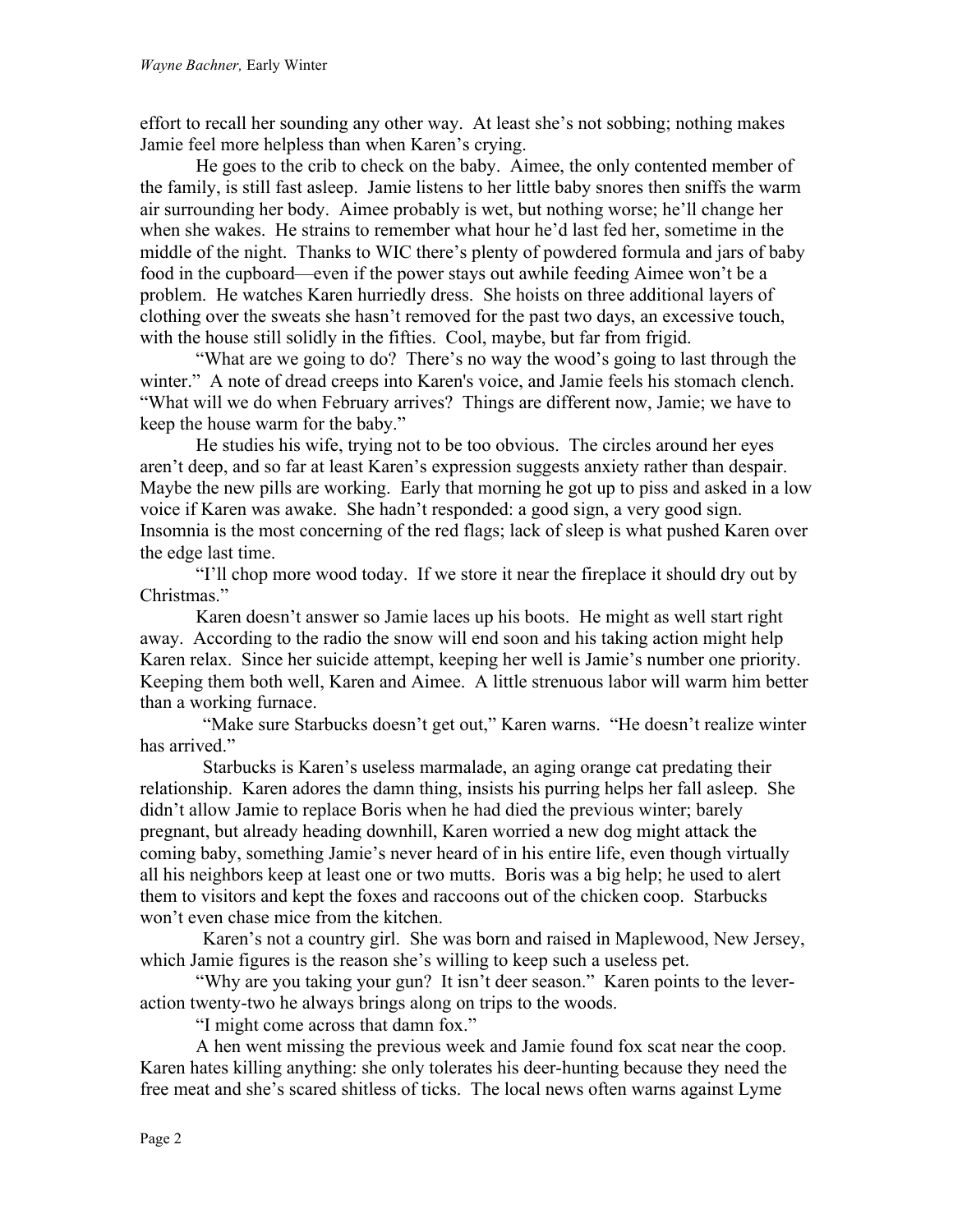effort to recall her sounding any other way. At least she's not sobbing; nothing makes Jamie feel more helpless than when Karen's crying.

He goes to the crib to check on the baby. Aimee, the only contented member of the family, is still fast asleep. Jamie listens to her little baby snores then sniffs the warm air surrounding her body. Aimee probably is wet, but nothing worse; he'll change her when she wakes. He strains to remember what hour he'd last fed her, sometime in the middle of the night. Thanks to WIC there's plenty of powdered formula and jars of baby food in the cupboard—even if the power stays out awhile feeding Aimee won't be a problem. He watches Karen hurriedly dress. She hoists on three additional layers of clothing over the sweats she hasn't removed for the past two days, an excessive touch, with the house still solidly in the fifties. Cool, maybe, but far from frigid.

"What are we going to do? There's no way the wood's going to last through the winter." A note of dread creeps into Karen's voice, and Jamie feels his stomach clench. "What will we do when February arrives? Things are different now, Jamie; we have to keep the house warm for the baby."

He studies his wife, trying not to be too obvious. The circles around her eyes aren't deep, and so far at least Karen's expression suggests anxiety rather than despair. Maybe the new pills are working. Early that morning he got up to piss and asked in a low voice if Karen was awake. She hadn't responded: a good sign, a very good sign. Insomnia is the most concerning of the red flags; lack of sleep is what pushed Karen over the edge last time.

"I'll chop more wood today. If we store it near the fireplace it should dry out by Christmas."

Karen doesn't answer so Jamie laces up his boots. He might as well start right away. According to the radio the snow will end soon and his taking action might help Karen relax. Since her suicide attempt, keeping her well is Jamie's number one priority. Keeping them both well, Karen and Aimee. A little strenuous labor will warm him better than a working furnace.

"Make sure Starbucks doesn't get out," Karen warns. "He doesn't realize winter has arrived."

Starbucks is Karen's useless marmalade, an aging orange cat predating their relationship. Karen adores the damn thing, insists his purring helps her fall asleep. She didn't allow Jamie to replace Boris when he had died the previous winter; barely pregnant, but already heading downhill, Karen worried a new dog might attack the coming baby, something Jamie's never heard of in his entire life, even though virtually all his neighbors keep at least one or two mutts. Boris was a big help; he used to alert them to visitors and kept the foxes and raccoons out of the chicken coop. Starbucks won't even chase mice from the kitchen.

Karen's not a country girl. She was born and raised in Maplewood, New Jersey, which Jamie figures is the reason she's willing to keep such a useless pet.

"Why are you taking your gun? It isn't deer season." Karen points to the lever-action twenty-two he always brings along on trips to the woods.

"I might come across that damn fox."

A hen went missing the previous week and Jamie found fox scat near the coop. Karen hates killing anything: she only tolerates his deer-hunting because they need the free meat and she's scared shitless of ticks. The local news often warns against Lyme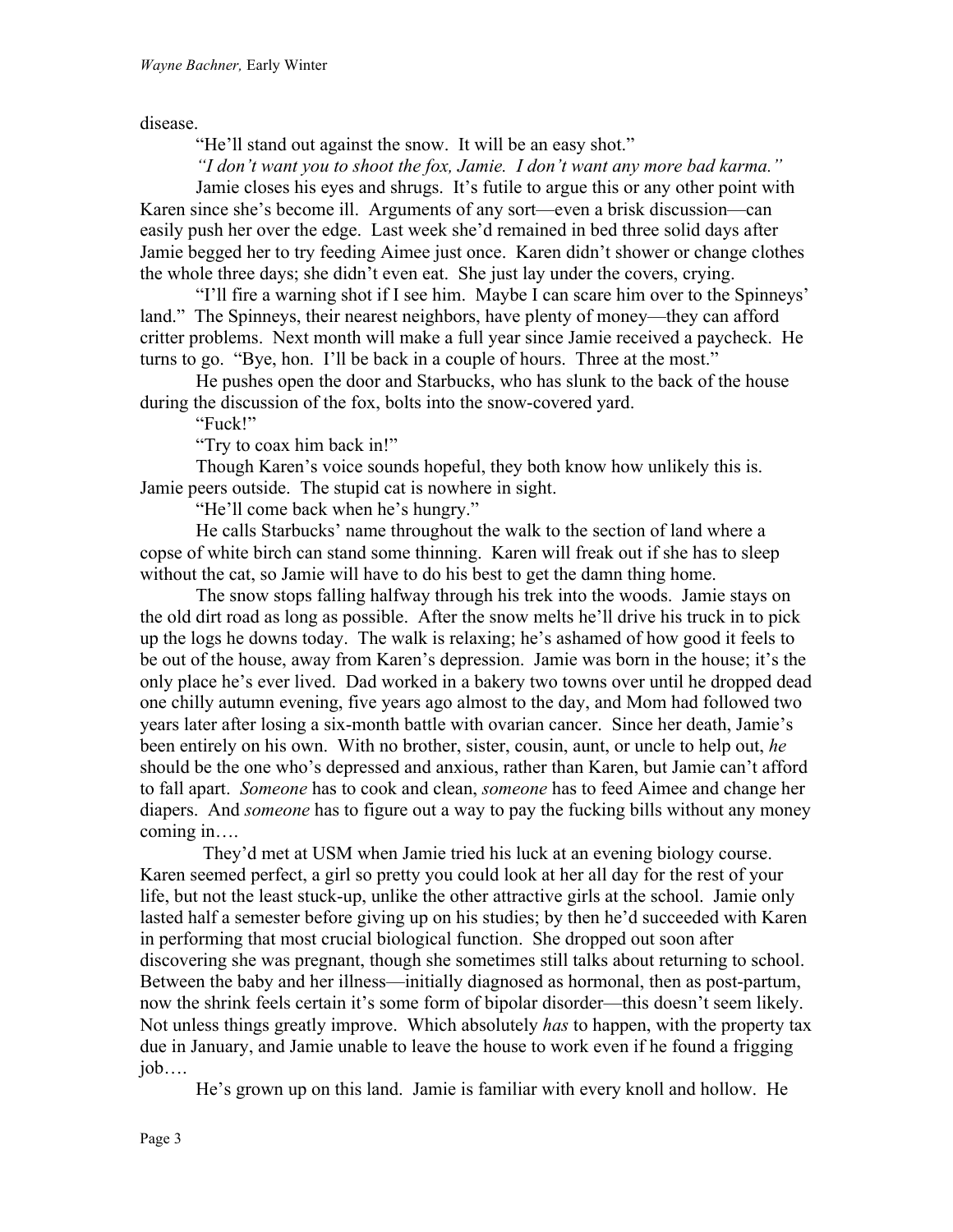disease.

"He'll stand out against the snow. It will be an easy shot."

*"I don't want you to shoot the fox, Jamie. I don't want any more bad karma."*

Jamie closes his eyes and shrugs. It's futile to argue this or any other point with Karen since she's become ill. Arguments of any sort—even a brisk discussion—can easily push her over the edge. Last week she'd remained in bed three solid days after Jamie begged her to try feeding Aimee just once. Karen didn't shower or change clothes the whole three days; she didn't even eat. She just lay under the covers, crying.

"I'll fire a warning shot if I see him. Maybe I can scare him over to the Spinneys' land." The Spinneys, their nearest neighbors, have plenty of money—they can afford critter problems. Next month will make a full year since Jamie received a paycheck. He turns to go. "Bye, hon. I'll be back in a couple of hours. Three at the most."

He pushes open the door and Starbucks, who has slunk to the back of the house during the discussion of the fox, bolts into the snow-covered yard.

"Fuck!"

"Try to coax him back in!"

Though Karen's voice sounds hopeful, they both know how unlikely this is. Jamie peers outside. The stupid cat is nowhere in sight.

"He'll come back when he's hungry."

He calls Starbucks' name throughout the walk to the section of land where a copse of white birch can stand some thinning. Karen will freak out if she has to sleep without the cat, so Jamie will have to do his best to get the damn thing home.

The snow stops falling halfway through his trek into the woods. Jamie stays on the old dirt road as long as possible. After the snow melts he'll drive his truck in to pick up the logs he downs today. The walk is relaxing; he's ashamed of how good it feels to be out of the house, away from Karen's depression. Jamie was born in the house; it's the only place he's ever lived. Dad worked in a bakery two towns over until he dropped dead one chilly autumn evening, five years ago almost to the day, and Mom had followed two years later after losing a six-month battle with ovarian cancer. Since her death, Jamie's been entirely on his own. With no brother, sister, cousin, aunt, or uncle to help out, *he* should be the one who's depressed and anxious, rather than Karen, but Jamie can't afford to fall apart. *Someone* has to cook and clean, *someone* has to feed Aimee and change her diapers. And *someone* has to figure out a way to pay the fucking bills without any money coming in….

They'd met at USM when Jamie tried his luck at an evening biology course. Karen seemed perfect, a girl so pretty you could look at her all day for the rest of your life, but not the least stuck-up, unlike the other attractive girls at the school. Jamie only lasted half a semester before giving up on his studies; by then he'd succeeded with Karen in performing that most crucial biological function. She dropped out soon after discovering she was pregnant, though she sometimes still talks about returning to school. Between the baby and her illness—initially diagnosed as hormonal, then as post-partum, now the shrink feels certain it's some form of bipolar disorder—this doesn't seem likely. Not unless things greatly improve. Which absolutely *has* to happen, with the property tax due in January, and Jamie unable to leave the house to work even if he found a frigging job….

He's grown up on this land. Jamie is familiar with every knoll and hollow. He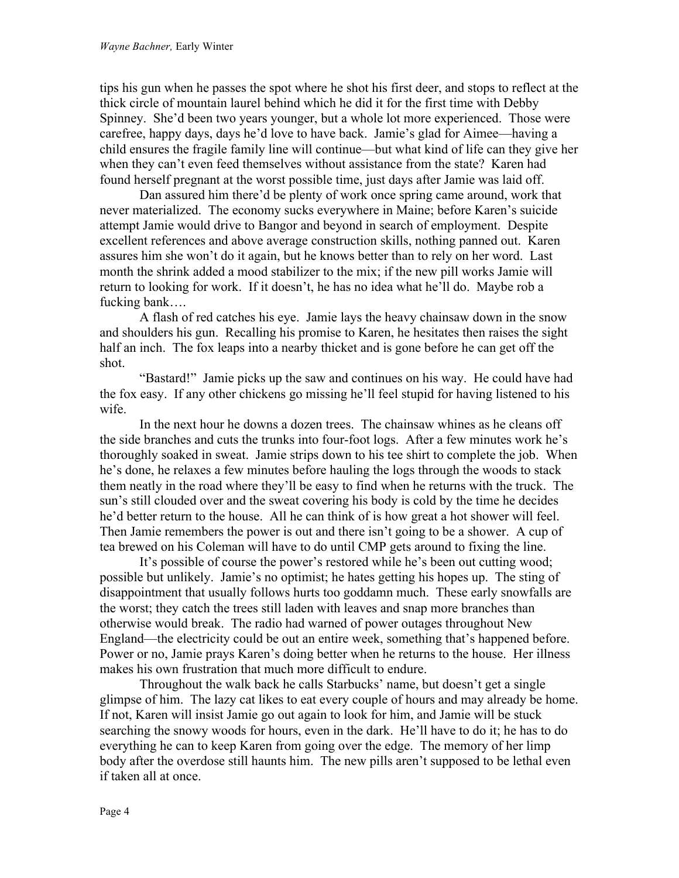tips his gun when he passes the spot where he shot his first deer, and stops to reflect at the thick circle of mountain laurel behind which he did it for the first time with Debby Spinney. She'd been two years younger, but a whole lot more experienced. Those were carefree, happy days, days he'd love to have back. Jamie's glad for Aimee—having a child ensures the fragile family line will continue—but what kind of life can they give her when they can't even feed themselves without assistance from the state? Karen had found herself pregnant at the worst possible time, just days after Jamie was laid off.

Dan assured him there'd be plenty of work once spring came around, work that never materialized. The economy sucks everywhere in Maine; before Karen's suicide attempt Jamie would drive to Bangor and beyond in search of employment. Despite excellent references and above average construction skills, nothing panned out. Karen assures him she won't do it again, but he knows better than to rely on her word. Last month the shrink added a mood stabilizer to the mix; if the new pill works Jamie will return to looking for work. If it doesn't, he has no idea what he'll do. Maybe rob a fucking bank….

A flash of red catches his eye. Jamie lays the heavy chainsaw down in the snow and shoulders his gun. Recalling his promise to Karen, he hesitates then raises the sight half an inch. The fox leaps into a nearby thicket and is gone before he can get off the shot.

"Bastard!" Jamie picks up the saw and continues on his way. He could have had the fox easy. If any other chickens go missing he'll feel stupid for having listened to his wife.

In the next hour he downs a dozen trees. The chainsaw whines as he cleans off the side branches and cuts the trunks into four-foot logs. After a few minutes work he's thoroughly soaked in sweat. Jamie strips down to his tee shirt to complete the job. When he's done, he relaxes a few minutes before hauling the logs through the woods to stack them neatly in the road where they'll be easy to find when he returns with the truck. The sun's still clouded over and the sweat covering his body is cold by the time he decides he'd better return to the house. All he can think of is how great a hot shower will feel. Then Jamie remembers the power is out and there isn't going to be a shower. A cup of tea brewed on his Coleman will have to do until CMP gets around to fixing the line.

It's possible of course the power's restored while he's been out cutting wood; possible but unlikely. Jamie's no optimist; he hates getting his hopes up. The sting of disappointment that usually follows hurts too goddamn much. These early snowfalls are the worst; they catch the trees still laden with leaves and snap more branches than otherwise would break. The radio had warned of power outages throughout New England—the electricity could be out an entire week, something that's happened before. Power or no, Jamie prays Karen's doing better when he returns to the house. Her illness makes his own frustration that much more difficult to endure.

Throughout the walk back he calls Starbucks' name, but doesn't get a single glimpse of him. The lazy cat likes to eat every couple of hours and may already be home. If not, Karen will insist Jamie go out again to look for him, and Jamie will be stuck searching the snowy woods for hours, even in the dark. He'll have to do it; he has to do everything he can to keep Karen from going over the edge. The memory of her limp body after the overdose still haunts him. The new pills aren't supposed to be lethal even if taken all at once.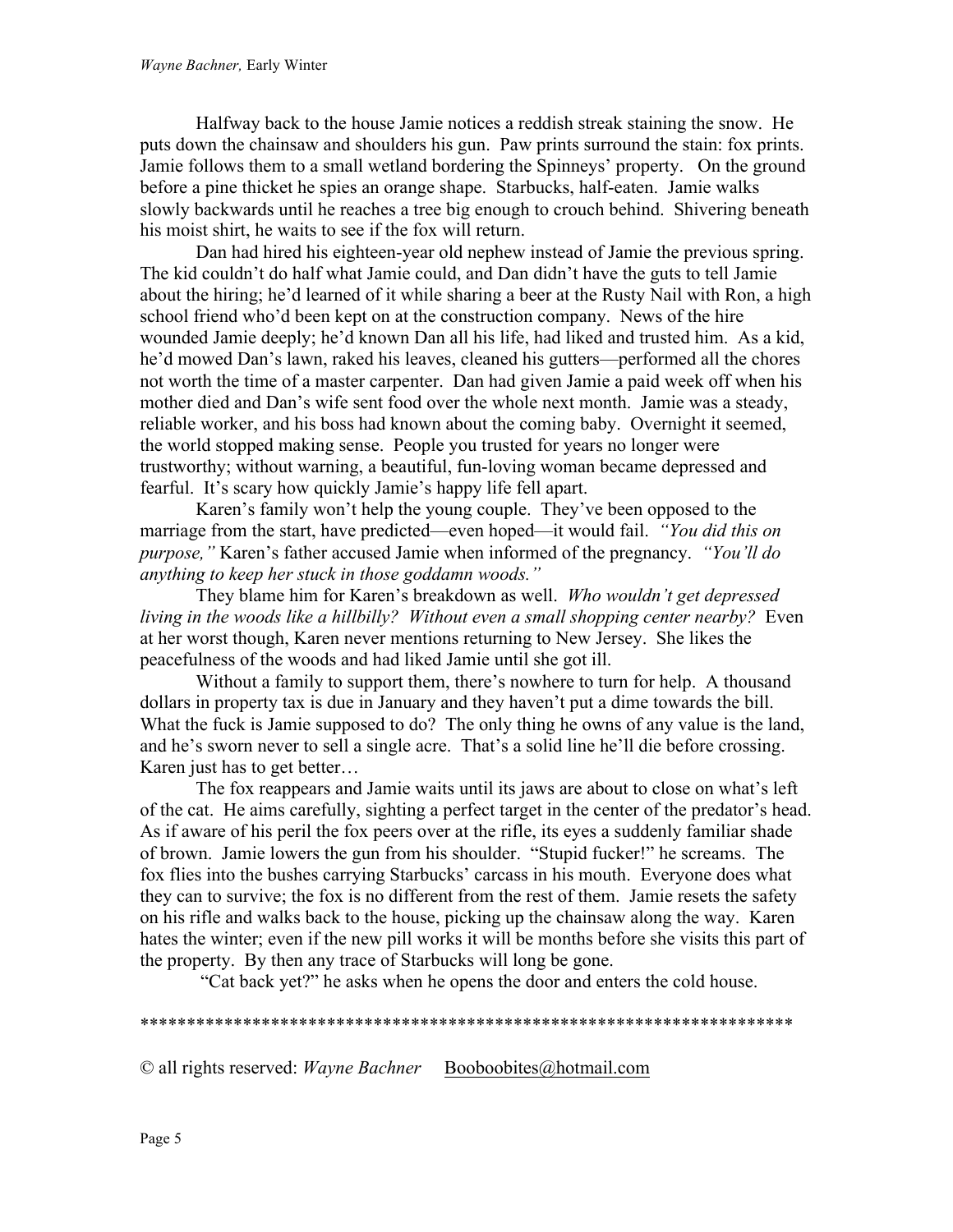Halfway back to the house Jamie notices a reddish streak staining the snow. He puts down the chainsaw and shoulders his gun. Paw prints surround the stain: fox prints. Jamie follows them to a small wetland bordering the Spinneys' property. On the ground before a pine thicket he spies an orange shape. Starbucks, half-eaten. Jamie walks slowly backwards until he reaches a tree big enough to crouch behind. Shivering beneath his moist shirt, he waits to see if the fox will return.

Dan had hired his eighteen-year old nephew instead of Jamie the previous spring. The kid couldn't do half what Jamie could, and Dan didn't have the guts to tell Jamie about the hiring; he'd learned of it while sharing a beer at the Rusty Nail with Ron, a high school friend who'd been kept on at the construction company. News of the hire wounded Jamie deeply; he'd known Dan all his life, had liked and trusted him. As a kid, he'd mowed Dan's lawn, raked his leaves, cleaned his gutters—performed all the chores not worth the time of a master carpenter. Dan had given Jamie a paid week off when his mother died and Dan's wife sent food over the whole next month. Jamie was a steady, reliable worker, and his boss had known about the coming baby. Overnight it seemed, the world stopped making sense. People you trusted for years no longer were trustworthy; without warning, a beautiful, fun-loving woman became depressed and fearful. It's scary how quickly Jamie's happy life fell apart.

Karen's family won't help the young couple. They've been opposed to the marriage from the start, have predicted—even hoped—it would fail. *"You did this on purpose,"* Karen's father accused Jamie when informed of the pregnancy. *"You'll do anything to keep her stuck in those goddamn woods."*

They blame him for Karen's breakdown as well. *Who wouldn't get depressed living in the woods like a hillbilly? Without even a small shopping center nearby?* Even at her worst though, Karen never mentions returning to New Jersey. She likes the peacefulness of the woods and had liked Jamie until she got ill.

Without a family to support them, there's nowhere to turn for help. A thousand dollars in property tax is due in January and they haven't put a dime towards the bill. What the fuck is Jamie supposed to do? The only thing he owns of any value is the land, and he's sworn never to sell a single acre. That's a solid line he'll die before crossing. Karen just has to get better…

The fox reappears and Jamie waits until its jaws are about to close on what's left of the cat. He aims carefully, sighting a perfect target in the center of the predator's head. As if aware of his peril the fox peers over at the rifle, its eyes a suddenly familiar shade of brown. Jamie lowers the gun from his shoulder. "Stupid fucker!" he screams. The fox flies into the bushes carrying Starbucks' carcass in his mouth. Everyone does what they can to survive; the fox is no different from the rest of them. Jamie resets the safety on his rifle and walks back to the house, picking up the chainsaw along the way. Karen hates the winter; even if the new pill works it will be months before she visits this part of the property. By then any trace of Starbucks will long be gone.

"Cat back yet?" he asks when he opens the door and enters the cold house.

************************************************************************

© all rights reserved: *Wayne Bachner* Booboobites@hotmail.com